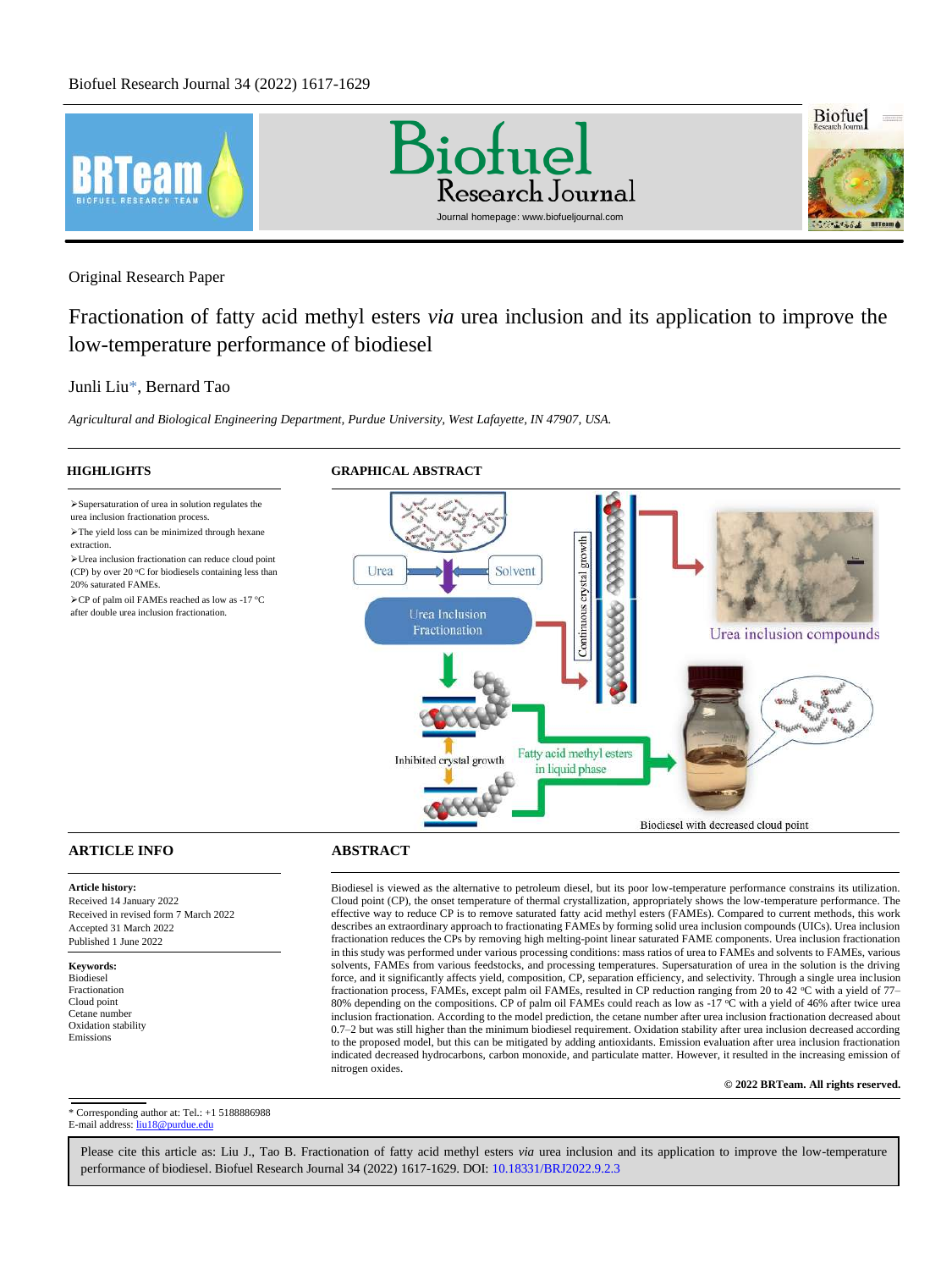Original Research Paper

# Fractionation of fatty acid methyl esters *via* urea inclusion and its application to improve the low-temperature performance of biodiesel

Junli Liu*, Bernard Tao

*Agricultural and Biological Engineering Department, Purdue University, West Lafayette, IN 47907, USA.*

## HIGHLIGHTS

- Supersaturation of urea in solution regulates the urea inclusion fractionation process.
- The yield loss can be minimized through hexane extraction.
- Urea inclusion fractionation can reduce cloud point (CP) by over 20 °C for biodiesels containing less than 20% saturated FAMEs.
- CP of palm oil FAMEs reached as low as -17 °C after double urea inclusion fractionation.

## GRAPHICAL ABSTRACT

## ARTICLE INFO

**Article history:**
Received 14 January 2022
Received in revised form 7 March 2022
Accepted 31 March 2022
Published 1 June 2022

**Keywords:**
Biodiesel
Fractionation
Cloud point
Cetane number
Oxidation stability
Emissions

## ABSTRACT

Biodiesel is viewed as the alternative to petroleum diesel, but its poor low-temperature performance constrains its utilization. Cloud point (CP), the onset temperature of thermal crystallization, appropriately shows the low-temperature performance. The effective way to reduce CP is to remove saturated fatty acid methyl esters (FAMEs). Compared to current methods, this work describes an extraordinary approach to fractionating FAMEs by forming solid urea inclusion compounds (UICs). Urea inclusion fractionation reduces the CPs by removing high melting-point linear saturated FAME components. Urea inclusion fractionation in this study was performed under various processing conditions: mass ratios of urea to FAMEs and solvents to FAMEs, various solvents, FAMEs from various feedstocks, and processing temperatures. Supersaturation of urea in the solution is the driving force, and it significantly affects yield, composition, CP, separation efficiency, and selectivity. Through a single urea inclusion fractionation process, FAMEs, except palm oil FAMEs, resulted in CP reduction ranging from 20 to 42 °C with a yield of 77–80% depending on the compositions. CP of palm oil FAMEs could reach as low as -17 °C with a yield of 46% after twice urea inclusion fractionation. According to the model prediction, the cetane number after urea inclusion fractionation decreased about 0.7–2 but was still higher than the minimum biodiesel requirement. Oxidation stability after urea inclusion decreased according to the proposed model, but this can be mitigated by adding antioxidants. Emission evaluation after urea inclusion fractionation indicated decreased hydrocarbons, carbon monoxide, and particulate matter. However, it resulted in the increasing emission of nitrogen oxides.

**© 2022 BRTeam. All rights reserved.**

* Corresponding author at: Tel.: +1 5188886988
E-mail address: liu18@purdue.edu

Please cite this article as: Liu J., Tao B. Fractionation of fatty acid methyl esters *via* urea inclusion and its application to improve the low-temperature performance of biodiesel. Biofuel Research Journal 34 (2022) 1617-1629. DOI: 10.18331/BRJ2022.9.2.3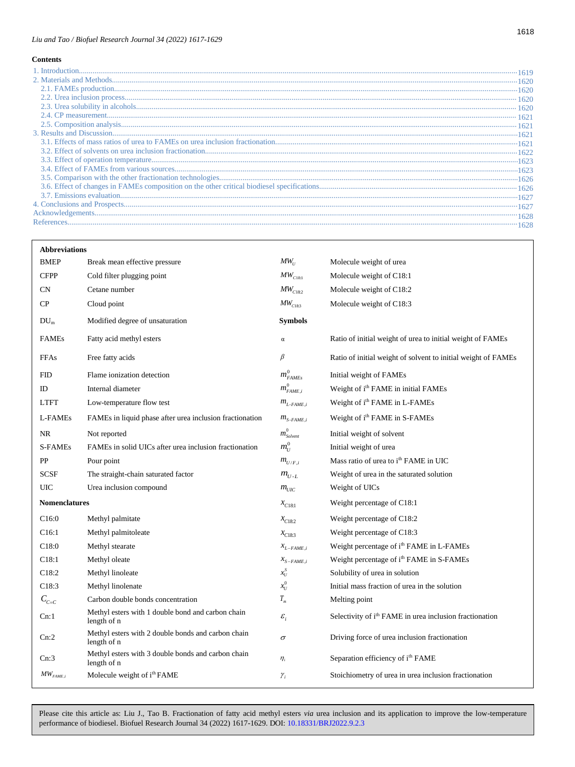## Contents

1. Introduction ........ 1619
2. Materials and Methods ........ 1620
   - 2.1. FAMEs production ........ 1620
   - 2.2. Urea inclusion process ........ 1620
   - 2.3. Urea solubility in alcohols ........ 1620
   - 2.4. CP measurement ........ 1621
   - 2.5. Composition analysis ........ 1621
3. Results and Discussion ........ 1621
   - 3.1. Effects of mass ratios of urea to FAMEs on urea inclusion fractionation ........ 1621
   - 3.2. Effect of solvents on urea inclusion fractionation ........ 1622
   - 3.3. Effect of operation temperature ........ 1623
   - 3.4. Effect of FAMEs from various sources ........ 1623
   - 3.5. Comparison with the other fractionation technologies ........ 1626
   - 3.6. Effect of changes in FAMEs composition on the other critical biodiesel specifications ........ 1626
   - 3.7. Emissions evaluation ........ 1627
4. Conclusions and Prospects ........ 1627

Acknowledgements ........ 1628

References ........ 1628

| **Abbreviations** | | | |
|---|---|---|---|
| BMEP | Break mean effective pressure | $MW_U$ | Molecule weight of urea |
| CFPP | Cold filter plugging point | $MW_{C18:1}$ | Molecule weight of C18:1 |
| CN | Cetane number | $MW_{C18:2}$ | Molecule weight of C18:2 |
| CP | Cloud point | $MW_{C18:3}$ | Molecule weight of C18:3 |
| $DU_m$ | Modified degree of unsaturation | **Symbols** | |
| FAMEs | Fatty acid methyl esters | $\alpha$ | Ratio of initial weight of urea to initial weight of FAMEs |
| FFAs | Free fatty acids | $\beta$ | Ratio of initial weight of solvent to initial weight of FAMEs |
| FID | Flame ionization detection | $m^0_{FAMEs}$ | Initial weight of FAMEs |
| ID | Internal diameter | $m^0_{FAME,i}$ | Weight of i[th] FAME in initial FAMEs |
| LTFT | Low-temperature flow test | $m_{L\text{-}FAME,i}$ | Weight of i[th] FAME in L-FAMEs |
| L-FAMEs | FAMEs in liquid phase after urea inclusion fractionation | $m_{S\text{-}FAME,i}$ | Weight of i[th] FAME in S-FAMEs |
| NR | Not reported | $m^0_{Solvent}$ | Initial weight of solvent |
| S-FAMEs | FAMEs in solid UICs after urea inclusion fractionation | $m^0_U$ | Initial weight of urea |
| PP | Pour point | $m_{U/F,i}$ | Mass ratio of urea to i[th] FAME in UIC |
| SCSF | The straight-chain saturated factor | $m_{U\text{-}L}$ | Weight of urea in the saturated solution |
| UIC | Urea inclusion compound | $m_{UIC}$ | Weight of UICs |
| **Nomenclatures** | | $x_{C18:1}$ | Weight percentage of C18:1 |
| C16:0 | Methyl palmitate | $x_{C18:2}$ | Weight percentage of C18:2 |
| C16:1 | Methyl palmitoleate | $x_{C18:3}$ | Weight percentage of C18:3 |
| C18:0 | Methyl stearate | $x_{L\text{-}FAME,i}$ | Weight percentage of i[th] FAME in L-FAMEs |
| C18:1 | Methyl oleate | $x_{S\text{-}FAME,i}$ | Weight percentage of i[th] FAME in S-FAMEs |
| C18:2 | Methyl linoleate | $x^S_U$ | Solubility of urea in solution |
| C18:3 | Methyl linolenate | $x^0_U$ | Initial mass fraction of urea in the solution |
| $C_{C=C}$ | Carbon double bonds concentration | $T_m$ | Melting point |
| Cn:1 | Methyl esters with 1 double bond and carbon chain length of n | $\varepsilon_i$ | Selectivity of i[th] FAME in urea inclusion fractionation |
| Cn:2 | Methyl esters with 2 double bonds and carbon chain length of n | $\sigma$ | Driving force of urea inclusion fractionation |
| Cn:3 | Methyl esters with 3 double bonds and carbon chain length of n | $\eta_i$ | Separation efficiency of i[th] FAME |
| $MW_{FAME,i}$ | Molecule weight of i[th] FAME | $\gamma_i$ | Stoichiometry of urea in urea inclusion fractionation |

Please cite this article as: Liu J., Tao B. Fractionation of fatty acid methyl esters *via* urea inclusion and its application to improve the low-temperature performance of biodiesel. Biofuel Research Journal 34 (2022) 1617-1629. DOI: 10.18331/BRJ2022.9.2.3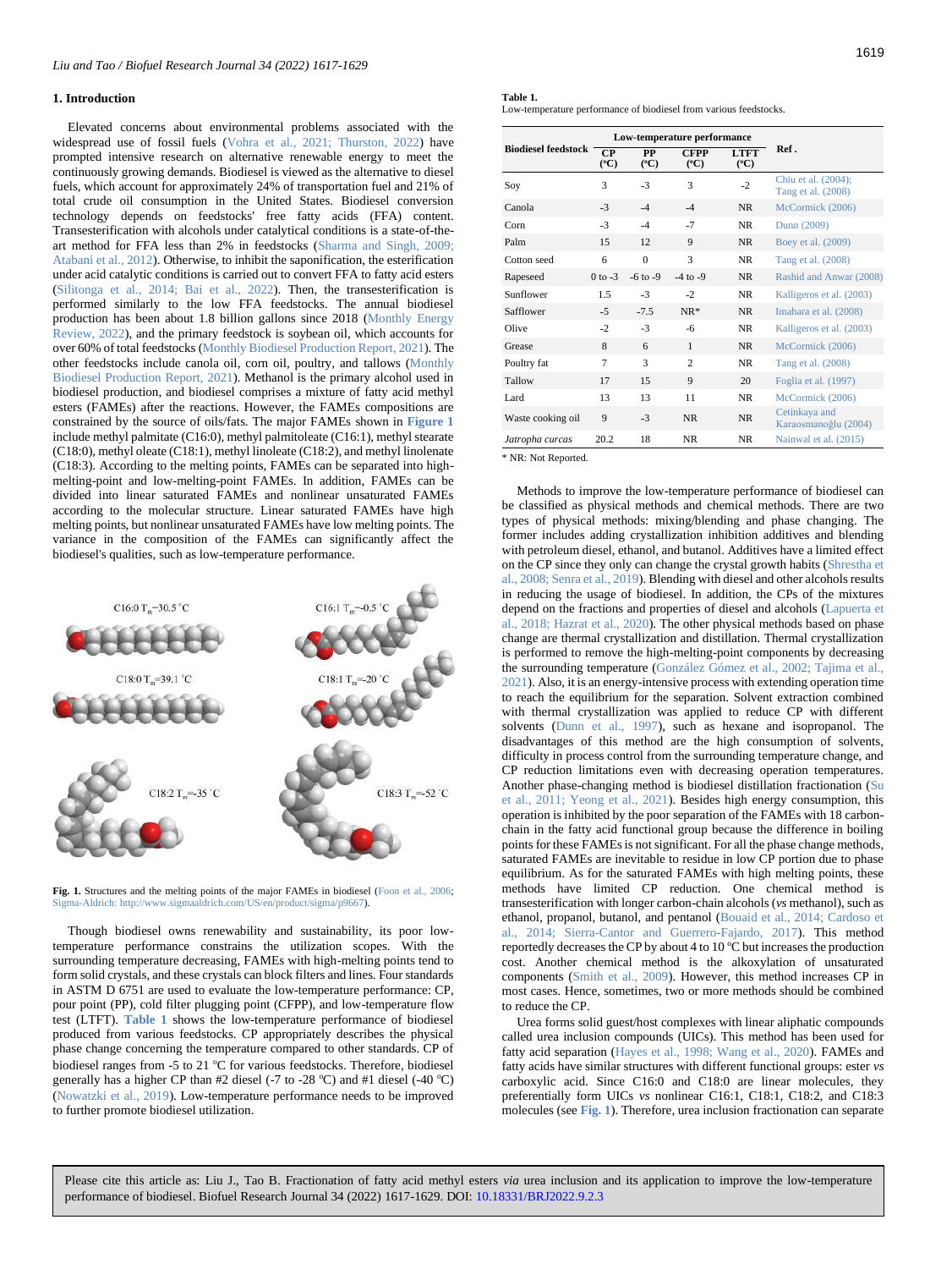## 1. Introduction

Elevated concerns about environmental problems associated with the widespread use of fossil fuels (Vohra et al., 2021; Thurston, 2022) have prompted intensive research on alternative renewable energy to meet the continuously growing demands. Biodiesel is viewed as the alternative to diesel fuels, which account for approximately 24% of transportation fuel and 21% of total crude oil consumption in the United States. Biodiesel conversion technology depends on feedstocks' free fatty acids (FFA) content. Transesterification with alcohols under catalytical conditions is a state-of-the-art method for FFA less than 2% in feedstocks (Sharma and Singh, 2009; Atabani et al., 2012). Otherwise, to inhibit the saponification, the esterification under acid catalytic conditions is carried out to convert FFA to fatty acid esters (Silitonga et al., 2014; Bai et al., 2022). Then, the transesterification is performed similarly to the low FFA feedstocks. The annual biodiesel production has been about 1.8 billion gallons since 2018 (Monthly Energy Review, 2022), and the primary feedstock is soybean oil, which accounts for over 60% of total feedstocks (Monthly Biodiesel Production Report, 2021). The other feedstocks include canola oil, corn oil, poultry, and tallows (Monthly Biodiesel Production Report, 2021). Methanol is the primary alcohol used in biodiesel production, and biodiesel comprises a mixture of fatty acid methyl esters (FAMEs) after the reactions. However, the FAMEs compositions are constrained by the source of oils/fats. The major FAMEs shown in **Figure 1** include methyl palmitate (C16:0), methyl palmitoleate (C16:1), methyl stearate (C18:0), methyl oleate (C18:1), methyl linoleate (C18:2), and methyl linolenate (C18:3). According to the melting points, FAMEs can be separated into high-melting-point and low-melting-point FAMEs. In addition, FAMEs can be divided into linear saturated FAMEs and nonlinear unsaturated FAMEs according to the molecular structure. Linear saturated FAMEs have high melting points, but nonlinear unsaturated FAMEs have low melting points. The variance in the composition of the FAMEs can significantly affect the biodiesel's qualities, such as low-temperature performance.

**Fig. 1.** Structures and the melting points of the major FAMEs in biodiesel (Foon et al., 2006; Sigma-Aldrich: http://www.sigmaaldrich.com/US/en/product/sigma/p9667).

Though biodiesel owns renewability and sustainability, its poor low-temperature performance constrains the utilization scopes. With the surrounding temperature decreasing, FAMEs with high-melting points tend to form solid crystals, and these crystals can block filters and lines. Four standards in ASTM D 6751 are used to evaluate the low-temperature performance: CP, pour point (PP), cold filter plugging point (CFPP), and low-temperature flow test (LTFT). **Table 1** shows the low-temperature performance of biodiesel produced from various feedstocks. CP appropriately describes the physical phase change concerning the temperature compared to other standards. CP of biodiesel ranges from -5 to 21 °C for various feedstocks. Therefore, biodiesel generally has a higher CP than #2 diesel (-7 to -28 °C) and #1 diesel (-40 °C) (Nowatzki et al., 2019). Low-temperature performance needs to be improved to further promote biodiesel utilization.

**Table 1.**
Low-temperature performance of biodiesel from various feedstocks.

| Biodiesel feedstock | Low-temperature performance | | | | Ref. |
|---|---|---|---|---|---|
| | CP (°C) | PP (°C) | CFPP (°C) | LTFT (°C) | |
| Soy | 3 | -3 | 3 | -2 | Chiu et al. (2004); Tang et al. (2008) |
| Canola | -3 | -4 | -4 | NR | McCormick (2006) |
| Corn | -3 | -4 | -7 | NR | Dunn (2009) |
| Palm | 15 | 12 | 9 | NR | Boey et al. (2009) |
| Cotton seed | 6 | 0 | 3 | NR | Tang et al. (2008) |
| Rapeseed | 0 to -3 | -6 to -9 | -4 to -9 | NR | Rashid and Anwar (2008) |
| Sunflower | 1.5 | -3 | -2 | NR | Kalligeros et al. (2003) |
| Safflower | -5 | -7.5 | NR* | NR | Imahara et al. (2008) |
| Olive | -2 | -3 | -6 | NR | Kalligeros et al. (2003) |
| Grease | 8 | 6 | 1 | NR | McCormick (2006) |
| Poultry fat | 7 | 3 | 2 | NR | Tang et al. (2008) |
| Tallow | 17 | 15 | 9 | 20 | Foglia et al. (1997) |
| Lard | 13 | 13 | 11 | NR | McCormick (2006) |
| Waste cooking oil | 9 | -3 | NR | NR | Cetinkaya and Karaosmanoğlu (2004) |
| *Jatropha curcas* | 20.2 | 18 | NR | NR | Nainwal et al. (2015) |

\* NR: Not Reported.

Methods to improve the low-temperature performance of biodiesel can be classified as physical methods and chemical methods. There are two types of physical methods: mixing/blending and phase changing. The former includes adding crystallization inhibition additives and blending with petroleum diesel, ethanol, and butanol. Additives have a limited effect on the CP since they only can change the crystal growth habits (Shrestha et al., 2008; Senra et al., 2019). Blending with diesel and other alcohols results in reducing the usage of biodiesel. In addition, the CPs of the mixtures depend on the fractions and properties of diesel and alcohols (Lapuerta et al., 2018; Hazrat et al., 2020). The other physical methods based on phase change are thermal crystallization and distillation. Thermal crystallization is performed to remove the high-melting-point components by decreasing the surrounding temperature (González Gómez et al., 2002; Tajima et al., 2021). Also, it is an energy-intensive process with extending operation time to reach the equilibrium for the separation. Solvent extraction combined with thermal crystallization was applied to reduce CP with different solvents (Dunn et al., 1997), such as hexane and isopropanol. The disadvantages of this method are the high consumption of solvents, difficulty in process control from the surrounding temperature change, and CP reduction limitations even with decreasing operation temperatures. Another phase-changing method is biodiesel distillation fractionation (Su et al., 2011; Yeong et al., 2021). Besides high energy consumption, this operation is inhibited by the poor separation of the FAMEs with 18 carbon-chain in the fatty acid functional group because the difference in boiling points for these FAMEs is not significant. For all the phase change methods, saturated FAMEs are inevitable to residue in low CP portion due to phase equilibrium. As for the saturated FAMEs with high melting points, these methods have limited CP reduction. One chemical method is transesterification with longer carbon-chain alcohols (*vs* methanol), such as ethanol, propanol, butanol, and pentanol (Bouaid et al., 2014; Cardoso et al., 2014; Sierra-Cantor and Guerrero-Fajardo, 2017). This method reportedly decreases the CP by about 4 to 10 °C but increases the production cost. Another chemical method is the alkoxylation of unsaturated components (Smith et al., 2009). However, this method increases CP in most cases. Hence, sometimes, two or more methods should be combined to reduce the CP.

Urea forms solid guest/host complexes with linear aliphatic compounds called urea inclusion compounds (UICs). This method has been used for fatty acid separation (Hayes et al., 1998; Wang et al., 2020). FAMEs and fatty acids have similar structures with different functional groups: ester *vs* carboxylic acid. Since C16:0 and C18:0 are linear molecules, they preferentially form UICs *vs* nonlinear C16:1, C18:1, C18:2, and C18:3 molecules (see **Fig. 1**). Therefore, urea inclusion fractionation can separate

Please cite this article as: Liu J., Tao B. Fractionation of fatty acid methyl esters *via* urea inclusion and its application to improve the low-temperature performance of biodiesel. Biofuel Research Journal 34 (2022) 1617-1629. DOI: 10.18331/BRJ2022.9.2.3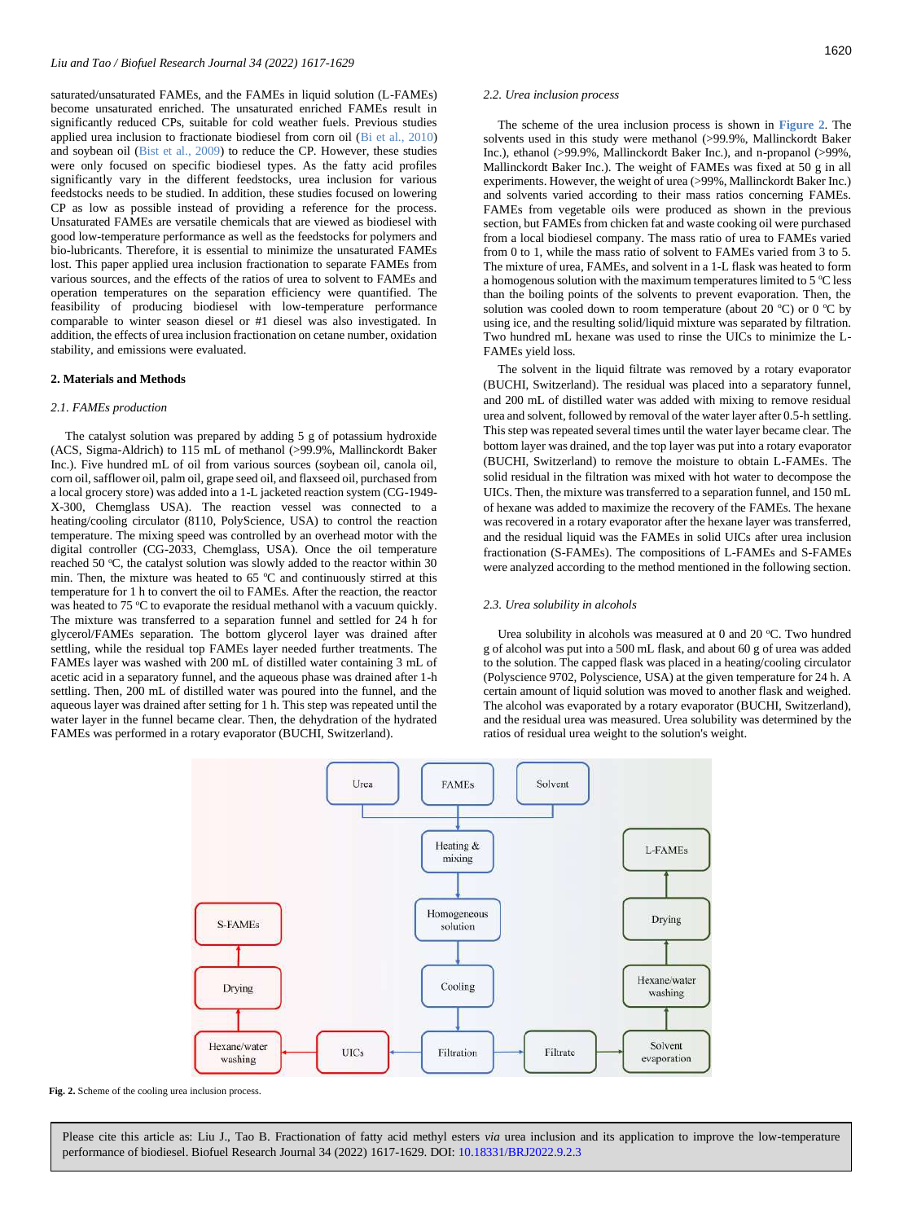saturated/unsaturated FAMEs, and the FAMEs in liquid solution (L-FAMEs) become unsaturated enriched. The unsaturated enriched FAMEs result in significantly reduced CPs, suitable for cold weather fuels. Previous studies applied urea inclusion to fractionate biodiesel from corn oil (Bi et al., 2010) and soybean oil (Bist et al., 2009) to reduce the CP. However, these studies were only focused on specific biodiesel types. As the fatty acid profiles significantly vary in the different feedstocks, urea inclusion for various feedstocks needs to be studied. In addition, these studies focused on lowering CP as low as possible instead of providing a reference for the process. Unsaturated FAMEs are versatile chemicals that are viewed as biodiesel with good low-temperature performance as well as the feedstocks for polymers and bio-lubricants. Therefore, it is essential to minimize the unsaturated FAMEs lost. This paper applied urea inclusion fractionation to separate FAMEs from various sources, and the effects of the ratios of urea to solvent to FAMEs and operation temperatures on the separation efficiency were quantified. The feasibility of producing biodiesel with low-temperature performance comparable to winter season diesel or #1 diesel was also investigated. In addition, the effects of urea inclusion fractionation on cetane number, oxidation stability, and emissions were evaluated.

## 2. Materials and Methods

### 2.1. FAMEs production

The catalyst solution was prepared by adding 5 g of potassium hydroxide (ACS, Sigma-Aldrich) to 115 mL of methanol (>99.9%, Mallinckrodt Baker Inc.). Five hundred mL of oil from various sources (soybean oil, canola oil, corn oil, safflower oil, palm oil, grape seed oil, and flaxseed oil, purchased from a local grocery store) was added into a 1-L jacketed reaction system (CG-1949-X-300, Chemglass USA). The reaction vessel was connected to a heating/cooling circulator (8110, PolyScience, USA) to control the reaction temperature. The mixing speed was controlled by an overhead motor with the digital controller (CG-2033, Chemglass, USA). Once the oil temperature reached 50 °C, the catalyst solution was slowly added to the reactor within 30 min. Then, the mixture was heated to 65 °C and continuously stirred at this temperature for 1 h to convert the oil to FAMEs. After the reaction, the reactor was heated to 75 °C to evaporate the residual methanol with a vacuum quickly. The mixture was transferred to a separation funnel and settled for 24 h for glycerol/FAMEs separation. The bottom glycerol layer was drained after settling, while the residual top FAMEs layer needed further treatments. The FAMEs layer was washed with 200 mL of distilled water containing 3 mL of acetic acid in a separatory funnel, and the aqueous phase was drained after 1-h settling. Then, 200 mL of distilled water was poured into the funnel, and the aqueous layer was drained after setting for 1 h. This step was repeated until the water layer in the funnel became clear. Then, the dehydration of the hydrated FAMEs was performed in a rotary evaporator (BUCHI, Switzerland).

### 2.2. Urea inclusion process

The scheme of the urea inclusion process is shown in Figure 2. The solvents used in this study were methanol (>99.9%, Mallinckrodt Baker Inc.), ethanol (>99.9%, Mallinckrodt Baker Inc.), and n-propanol (>99%, Mallinckrodt Baker Inc.). The weight of FAMEs was fixed at 50 g in all experiments. However, the weight of urea (>99%, Mallinckrodt Baker Inc.) and solvents varied according to their mass ratios concerning FAMEs. FAMEs from vegetable oils were produced as shown in the previous section, but FAMEs from chicken fat and waste cooking oil were purchased from a local biodiesel company. The mass ratio of urea to FAMEs varied from 0 to 1, while the mass ratio of solvent to FAMEs varied from 3 to 5. The mixture of urea, FAMEs, and solvent in a 1-L flask was heated to form a homogenous solution with the maximum temperatures limited to 5 °C less than the boiling points of the solvents to prevent evaporation. Then, the solution was cooled down to room temperature (about 20 °C) or 0 °C by using ice, and the resulting solid/liquid mixture was separated by filtration. Two hundred mL hexane was used to rinse the UICs to minimize the L-FAMEs yield loss.

The solvent in the liquid filtrate was removed by a rotary evaporator (BUCHI, Switzerland). The residual was placed into a separatory funnel, and 200 mL of distilled water was added with mixing to remove residual urea and solvent, followed by removal of the water layer after 0.5-h settling. This step was repeated several times until the water layer became clear. The bottom layer was drained, and the top layer was put into a rotary evaporator (BUCHI, Switzerland) to remove the moisture to obtain L-FAMEs. The solid residual in the filtration was mixed with hot water to decompose the UICs. Then, the mixture was transferred to a separation funnel, and 150 mL of hexane was added to maximize the recovery of the FAMEs. The hexane was recovered in a rotary evaporator after the hexane layer was transferred, and the residual liquid was the FAMEs in solid UICs after urea inclusion fractionation (S-FAMEs). The compositions of L-FAMEs and S-FAMEs were analyzed according to the method mentioned in the following section.

### 2.3. Urea solubility in alcohols

Urea solubility in alcohols was measured at 0 and 20 °C. Two hundred g of alcohol was put into a 500 mL flask, and about 60 g of urea was added to the solution. The capped flask was placed in a heating/cooling circulator (Polyscience 9702, Polyscience, USA) at the given temperature for 24 h. A certain amount of liquid solution was moved to another flask and weighed. The alcohol was evaporated by a rotary evaporator (BUCHI, Switzerland), and the residual urea was measured. Urea solubility was determined by the ratios of residual urea weight to the solution's weight.

**Fig. 2.** Scheme of the cooling urea inclusion process.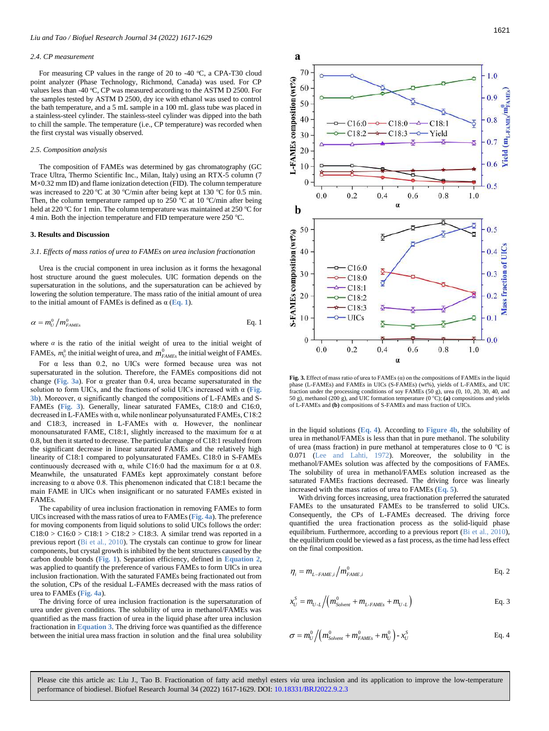### 2.4. CP measurement

For measuring CP values in the range of 20 to -40 °C, a CPA-T30 cloud point analyzer (Phase Technology, Richmond, Canada) was used. For CP values less than -40 °C, CP was measured according to the ASTM D 2500. For the samples tested by ASTM D 2500, dry ice with ethanol was used to control the bath temperature, and a 5 mL sample in a 100 mL glass tube was placed in a stainless-steel cylinder. The stainless-steel cylinder was dipped into the bath to chill the sample. The temperature (i.e., CP temperature) was recorded when the first crystal was visually observed.

### 2.5. Composition analysis

The composition of FAMEs was determined by gas chromatography (GC Trace Ultra, Thermo Scientific Inc., Milan, Italy) using an RTX-5 column (7 M×0.32 mm ID) and flame ionization detection (FID). The column temperature was increased to 220 °C at 30 °C/min after being kept at 130 °C for 0.5 min. Then, the column temperature ramped up to 250 °C at 10 °C/min after being held at 220 °C for 1 min. The column temperature was maintained at 250 °C for 4 min. Both the injection temperature and FID temperature were 250 °C.

## 3. Results and Discussion

### 3.1. Effects of mass ratios of urea to FAMEs on urea inclusion fractionation

Urea is the crucial component in urea inclusion as it forms the hexagonal host structure around the guest molecules. UIC formation depends on the supersaturation in the solutions, and the supersaturation can be achieved by lowering the solution temperature. The mass ratio of the initial amount of urea to the initial amount of FAMEs is defined as α (Eq. 1).

$$\alpha = m_U^0 / m_{FAMEs}^0 \qquad \text{Eq. 1}$$

where $\alpha$ is the ratio of the initial weight of urea to the initial weight of FAMEs, $m_U^0$ the initial weight of urea, and $m_{FAMEs}^0$ the initial weight of FAMEs.

For α less than 0.2, no UICs were formed because urea was not supersaturated in the solution. Therefore, the FAMEs compositions did not change (Fig. 3a). For α greater than 0.4, urea became supersaturated in the solution to form UICs, and the fractions of solid UICs increased with α (Fig. 3b). Moreover, α significantly changed the compositions of L-FAMEs and S-FAMEs (Fig. 3). Generally, linear saturated FAMEs, C18:0 and C16:0, decreased in L-FAMEs with α, while nonlinear polyunsaturated FAMEs, C18:2 and C18:3, increased in L-FAMEs with α. However, the nonlinear monounsaturated FAME, C18:1, slightly increased to the maximum for α at 0.8, but then it started to decrease. The particular change of C18:1 resulted from the significant decrease in linear saturated FAMEs and the relatively high linearity of C18:1 compared to polyunsaturated FAMEs. C18:0 in S-FAMEs continuously decreased with α, while C16:0 had the maximum for α at 0.8. Meanwhile, the unsaturated FAMEs kept approximately constant before increasing to α above 0.8. This phenomenon indicated that C18:1 became the main FAME in UICs when insignificant or no saturated FAMEs existed in FAMEs.

The capability of urea inclusion fractionation in removing FAMEs to form UICs increased with the mass ratios of urea to FAMEs (Fig. 4a). The preference for moving components from liquid solutions to solid UICs follows the order: C18:0 > C16:0 > C18:1 > C18:2 > C18:3. A similar trend was reported in a previous report (Bi et al., 2010). The crystals can continue to grow for linear components, but crystal growth is inhibited by the bent structures caused by the carbon double bonds (Fig. 1). Separation efficiency, defined in Equation 2, was applied to quantify the preference of various FAMEs to form UICs in urea inclusion fractionation. With the saturated FAMEs being fractionated out from the solution, CPs of the residual L-FAMEs decreased with the mass ratios of urea to FAMEs (Fig. 4a).

The driving force of urea inclusion fractionation is the supersaturation of urea under given conditions. The solubility of urea in methanol/FAMEs was quantified as the mass fraction of urea in the liquid phase after urea inclusion fractionation in Equation 3. The driving force was quantified as the difference between the initial urea mass fraction in solution and the final urea solubility in the liquid solutions (Eq. 4). According to Figure 4b, the solubility of urea in methanol/FAMEs is less than that in pure methanol. The solubility of urea (mass fraction) in pure methanol at temperatures close to 0 °C is 0.071 (Lee and Lahti, 1972). Moreover, the solubility in the methanol/FAMEs solution was affected by the compositions of FAMEs. The solubility of urea in methanol/FAMEs solution increased as the saturated FAMEs fractions decreased. The driving force was linearly increased with the mass ratios of urea to FAMEs (Eq. 5).

With driving forces increasing, urea fractionation preferred the saturated FAMEs to the unsaturated FAMEs to be transferred to solid UICs. Consequently, the CPs of L-FAMEs decreased. The driving force quantified the urea fractionation process as the solid-liquid phase equilibrium. Furthermore, according to a previous report (Bi et al., 2010), the equilibrium could be viewed as a fast process, as the time had less effect on the final composition.

$$\eta_i = m_{L-FAME,i} / m_{FAME,i}^0 \qquad \text{Eq. 2}$$

$$x_U^S = m_{U-L} / \left(m_{Solvent}^0 + m_{L-FAMEs} + m_{U-L}\right) \qquad \text{Eq. 3}$$

$$\sigma = m_U^0 / \left(m_{Solvent}^0 + m_{FAMEs}^0 + m_U^0\right) - x_U^S \qquad \text{Eq. 4}$$

Fig. 3. Effect of mass ratio of urea to FAMEs (α) on the compositions of FAMEs in the liquid phase (L-FAMEs) and FAMEs in UICs (S-FAMEs) (wt%), yields of L-FAMEs, and UIC fraction under the processing conditions of soy FAMEs (50 g), urea (0, 10, 20, 30, 40, and 50 g), methanol (200 g), and UIC formation temperature (0 °C); **(a)** compositions and yields of L-FAMEs and **(b)** compositions of S-FAMEs and mass fraction of UICs.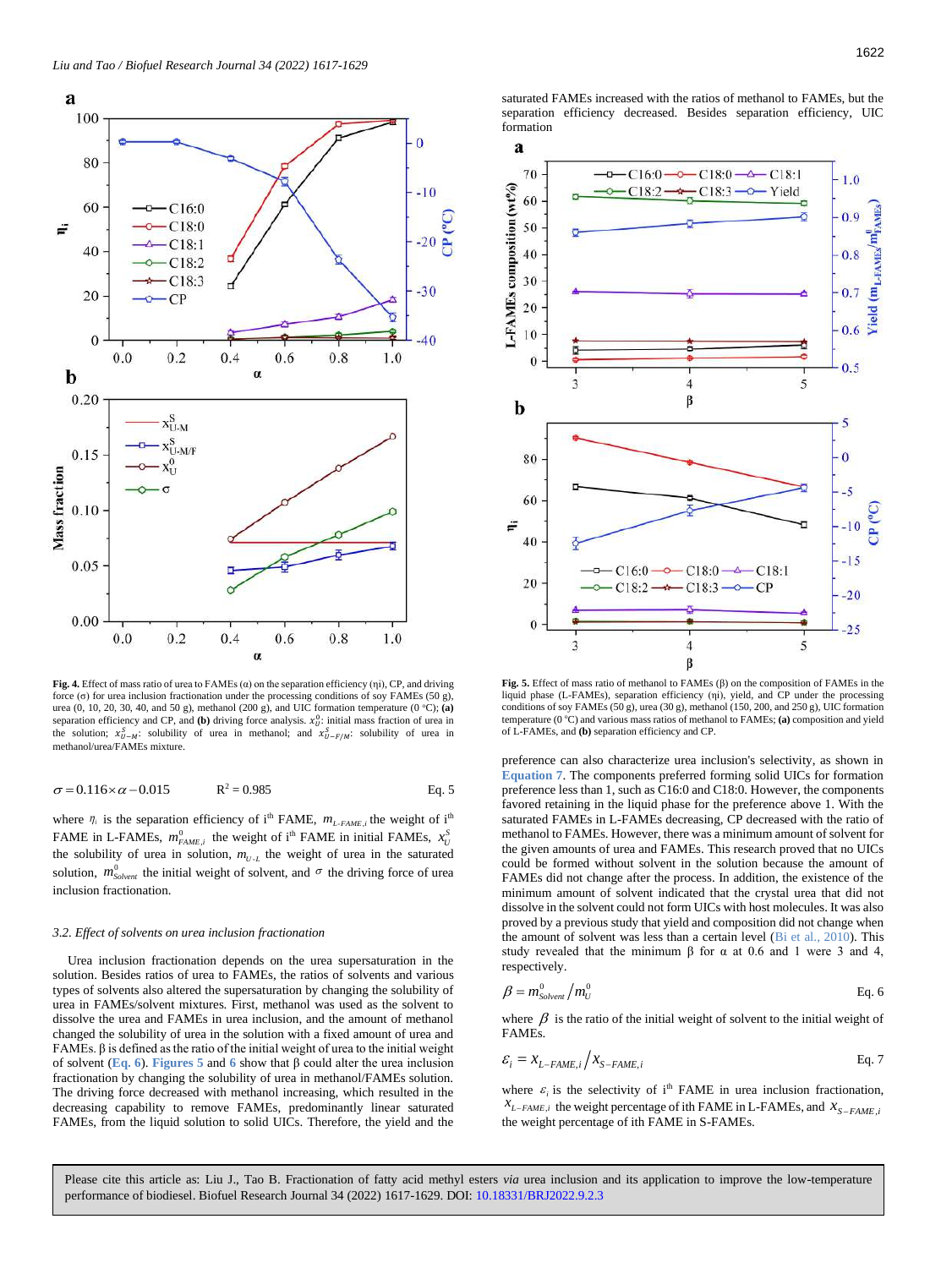**Fig. 4.** Effect of mass ratio of urea to FAMEs (α) on the separation efficiency (ηi), CP, and driving force (σ) for urea inclusion fractionation under the processing conditions of soy FAMEs (50 g), urea (0, 10, 20, 30, 40, and 50 g), methanol (200 g), and UIC formation temperature (0 °C); **(a)** separation efficiency and CP, and **(b)** driving force analysis. $x_U^0$: initial mass fraction of urea in the solution; $x_{U-M}^S$: solubility of urea in methanol; and $x_{U-F/M}^S$: solubility of urea in methanol/urea/FAMEs mixture.

$$\sigma = 0.116 \times \alpha - 0.015 \qquad R^2 = 0.985 \qquad \text{Eq. 5}$$

where $\eta_i$ is the separation efficiency of i[th] FAME, $m_{L-FAME,i}$ the weight of i[th] FAME in L-FAMEs, $m_{FAME,i}^0$ the weight of i[th] FAME in initial FAMEs, $x_U^S$ the solubility of urea in solution, $m_{U-L}$ the weight of urea in the saturated solution, $m_{Solvent}^0$ the initial weight of solvent, and $\sigma$ the driving force of urea inclusion fractionation.

### 3.2. Effect of solvents on urea inclusion fractionation

Urea inclusion fractionation depends on the urea supersaturation in the solution. Besides ratios of urea to FAMEs, the ratios of solvents and various types of solvents also altered the supersaturation by changing the solubility of urea in FAMEs/solvent mixtures. First, methanol was used as the solvent to dissolve the urea and FAMEs in urea inclusion, and the amount of methanol changed the solubility of urea in the solution with a fixed amount of urea and FAMEs. β is defined as the ratio of the initial weight of urea to the initial weight of solvent (Eq. 6). Figures 5 and 6 show that β could alter the urea inclusion fractionation by changing the solubility of urea in methanol/FAMEs solution. The driving force decreased with methanol increasing, which resulted in the decreasing capability to remove FAMEs, predominantly linear saturated FAMEs, from the liquid solution to solid UICs. Therefore, the yield and the saturated FAMEs increased with the ratios of methanol to FAMEs, but the separation efficiency decreased. Besides separation efficiency, UIC formation

**Fig. 5.** Effect of mass ratio of methanol to FAMEs (β) on the composition of FAMEs in the liquid phase (L-FAMEs), separation efficiency (ηi), yield, and CP under the processing conditions of soy FAMEs (50 g), urea (30 g), methanol (150, 200, and 250 g), UIC formation temperature (0 °C) and various mass ratios of methanol to FAMEs; **(a)** composition and yield of L-FAMEs, and **(b)** separation efficiency and CP.

preference can also characterize urea inclusion's selectivity, as shown in Equation 7. The components preferred forming solid UICs for formation preference less than 1, such as C16:0 and C18:0. However, the components favored retaining in the liquid phase for the preference above 1. With the saturated FAMEs in L-FAMEs decreasing, CP decreased with the ratio of methanol to FAMEs. However, there was a minimum amount of solvent for the given amounts of urea and FAMEs. This research proved that no UICs could be formed without solvent in the solution because the amount of FAMEs did not change after the process. In addition, the existence of the minimum amount of solvent indicated that the crystal urea that did not dissolve in the solvent could not form UICs with host molecules. It was also proved by a previous study that yield and composition did not change when the amount of solvent was less than a certain level (Bi et al., 2010). This study revealed that the minimum β for α at 0.6 and 1 were 3 and 4, respectively.

$$\beta = m_{Solvent}^0 / m_U^0 \qquad \text{Eq. 6}$$

where $\beta$ is the ratio of the initial weight of solvent to the initial weight of FAMEs.

$$\varepsilon_i = x_{L-FAME,i} / x_{S-FAME,i} \qquad \text{Eq. 7}$$

where $\varepsilon_i$ is the selectivity of i[th] FAME in urea inclusion fractionation, $x_{L-FAME,i}$ the weight percentage of ith FAME in L-FAMEs, and $x_{S-FAME,i}$ the weight percentage of ith FAME in S-FAMEs.

Please cite this article as: Liu J., Tao B. Fractionation of fatty acid methyl esters *via* urea inclusion and its application to improve the low-temperature performance of biodiesel. Biofuel Research Journal 34 (2022) 1617-1629. DOI: 10.18331/BRJ2022.9.2.3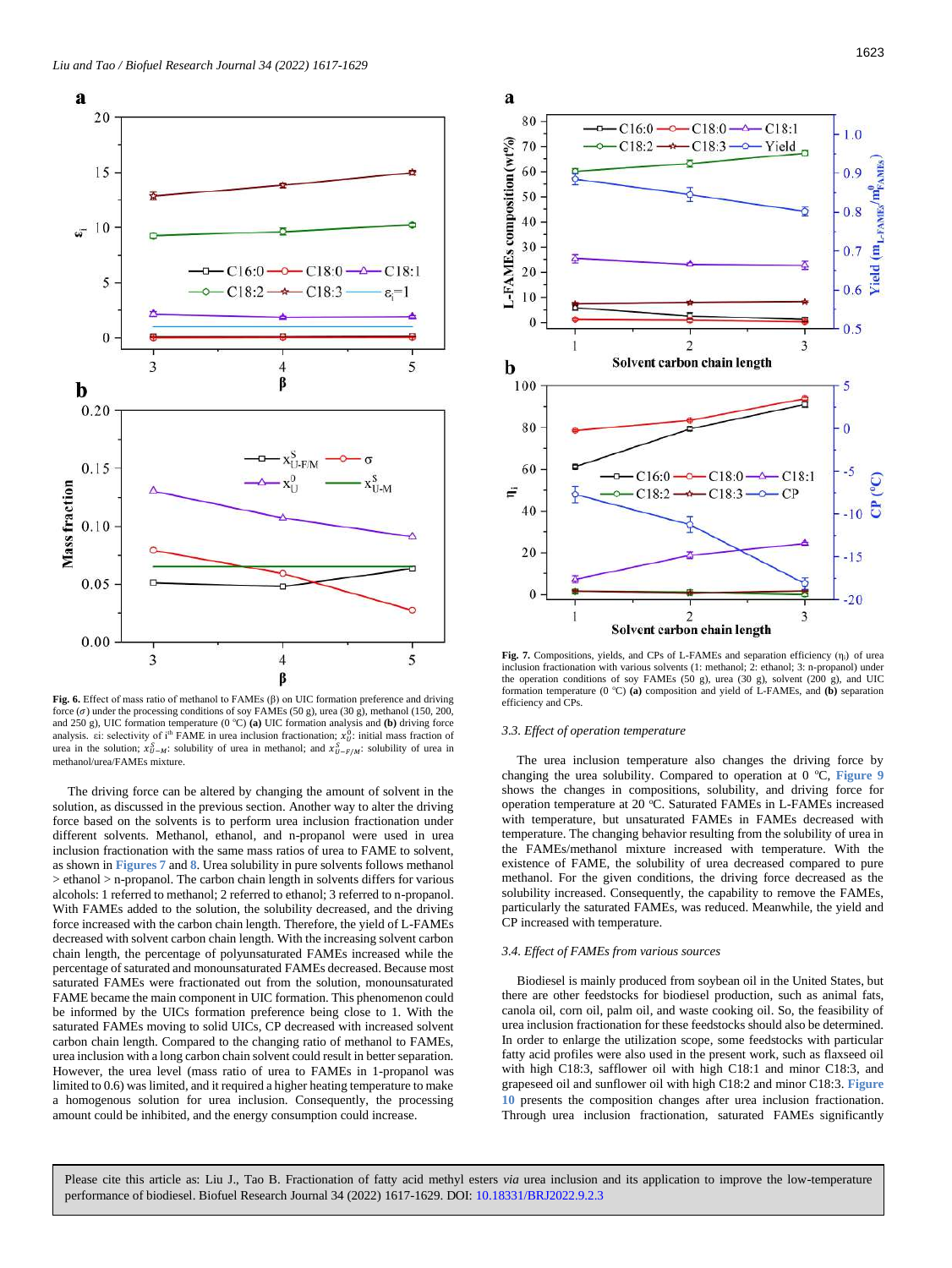**Fig. 6.** Effect of mass ratio of methanol to FAMEs (β) on UIC formation preference and driving force ($\sigma$) under the processing conditions of soy FAMEs (50 g), urea (30 g), methanol (150, 200, and 250 g), UIC formation temperature (0 °C) **(a)** UIC formation analysis and **(b)** driving force analysis. εi: selectivity of ith FAME in urea inclusion fractionation; $x_U^0$: initial mass fraction of urea in the solution; $x_{U-M}^S$: solubility of urea in methanol; and $x_{U-F/M}^S$: solubility of urea in methanol/urea/FAMEs mixture.

The driving force can be altered by changing the amount of solvent in the solution, as discussed in the previous section. Another way to alter the driving force based on the solvents is to perform urea inclusion fractionation under different solvents. Methanol, ethanol, and n-propanol were used in urea inclusion fractionation with the same mass ratios of urea to FAME to solvent, as shown in Figures 7 and 8. Urea solubility in pure solvents follows methanol > ethanol > n-propanol. The carbon chain length in solvents differs for various alcohols: 1 referred to methanol; 2 referred to ethanol; 3 referred to n-propanol. With FAMEs added to the solution, the solubility decreased, and the driving force increased with the carbon chain length. Therefore, the yield of L-FAMEs decreased with solvent carbon chain length. With the increasing solvent carbon chain length, the percentage of polyunsaturated FAMEs increased while the percentage of saturated and monounsaturated FAMEs decreased. Because most saturated FAMEs were fractionated out from the solution, monounsaturated FAME became the main component in UIC formation. This phenomenon could be informed by the UICs formation preference being close to 1. With the saturated FAMEs moving to solid UICs, CP decreased with increased solvent carbon chain length. Compared to the changing ratio of methanol to FAMEs, urea inclusion with a long carbon chain solvent could result in better separation. However, the urea level (mass ratio of urea to FAMEs in 1-propanol was limited to 0.6) was limited, and it required a higher heating temperature to make a homogenous solution for urea inclusion. Consequently, the processing amount could be inhibited, and the energy consumption could increase.

**Fig. 7.** Compositions, yields, and CPs of L-FAMEs and separation efficiency ($\eta_i$) of urea inclusion fractionation with various solvents (1: methanol; 2: ethanol; 3: n-propanol) under the operation conditions of soy FAMEs (50 g), urea (30 g), solvent (200 g), and UIC formation temperature (0 °C) **(a)** composition and yield of L-FAMEs, and **(b)** separation efficiency and CPs.

### 3.3. Effect of operation temperature

The urea inclusion temperature also changes the driving force by changing the urea solubility. Compared to operation at 0 °C, Figure 9 shows the changes in compositions, solubility, and driving force for operation temperature at 20 °C. Saturated FAMEs in L-FAMEs increased with temperature, but unsaturated FAMEs in FAMEs decreased with temperature. The changing behavior resulting from the solubility of urea in the FAMEs/methanol mixture increased with temperature. With the existence of FAME, the solubility of urea decreased compared to pure methanol. For the given conditions, the driving force decreased as the solubility increased. Consequently, the capability to remove the FAMEs, particularly the saturated FAMEs, was reduced. Meanwhile, the yield and CP increased with temperature.

### 3.4. Effect of FAMEs from various sources

Biodiesel is mainly produced from soybean oil in the United States, but there are other feedstocks for biodiesel production, such as animal fats, canola oil, corn oil, palm oil, and waste cooking oil. So, the feasibility of urea inclusion fractionation for these feedstocks should also be determined. In order to enlarge the utilization scope, some feedstocks with particular fatty acid profiles were also used in the present work, such as flaxseed oil with high C18:3, safflower oil with high C18:1 and minor C18:3, and grapeseed oil and sunflower oil with high C18:2 and minor C18:3. Figure 10 presents the composition changes after urea inclusion fractionation. Through urea inclusion fractionation, saturated FAMEs significantly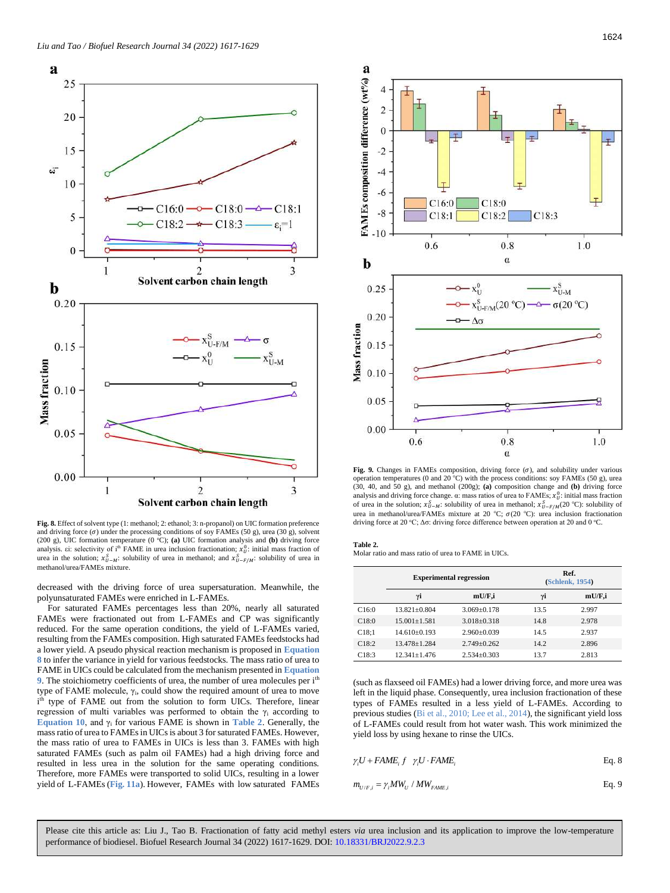**Fig. 8.** Effect of solvent type (1: methanol; 2: ethanol; 3: n-propanol) on UIC formation preference and driving force ($\sigma$) under the processing conditions of soy FAMEs (50 g), urea (30 g), solvent (200 g), UIC formation temperature (0 °C); **(a)** UIC formation analysis and **(b)** driving force analysis. εi: selectivity of i[th] FAME in urea inclusion fractionation; $x_U^0$: initial mass fraction of urea in the solution; $x_{U-M}^S$: solubility of urea in methanol; and $x_{U-F/M}^S$: solubility of urea in methanol/urea/FAMEs mixture.

decreased with the driving force of urea supersaturation. Meanwhile, the polyunsaturated FAMEs were enriched in L-FAMEs.

For saturated FAMEs percentages less than 20%, nearly all saturated FAMEs were fractionated out from L-FAMEs and CP was significantly reduced. For the same operation conditions, the yield of L-FAMEs varied, resulting from the FAMEs composition. High saturated FAMEs feedstocks had a lower yield. A pseudo physical reaction mechanism is proposed in Equation 8 to infer the variance in yield for various feedstocks. The mass ratio of urea to FAME in UICs could be calculated from the mechanism presented in Equation 9. The stoichiometry coefficients of urea, the number of urea molecules per i[th] type of FAME molecule, $\gamma_i$, could show the required amount of urea to move i[th] type of FAME out from the solution to form UICs. Therefore, linear regression of multi variables was performed to obtain the $\gamma_i$ according to Equation 10, and $\gamma_i$ for various FAME is shown in Table 2. Generally, the mass ratio of urea to FAMEs in UICs is about 3 for saturated FAMEs. However, the mass ratio of urea to FAMEs in UICs is less than 3. FAMEs with high saturated FAMEs (such as palm oil FAMEs) had a high driving force and resulted in less urea in the solution for the same operating conditions. Therefore, more FAMEs were transported to solid UICs, resulting in a lower yield of L-FAMEs (Fig. 11a). However, FAMEs with low saturated FAMEs (such as flaxseed oil FAMEs) had a lower driving force, and more urea was left in the liquid phase. Consequently, urea inclusion fractionation of these types of FAMEs resulted in a less yield of L-FAMEs. According to previous studies (Bi et al., 2010; Lee et al., 2014), the significant yield loss of L-FAMEs could result from hot water wash. This work minimized the yield loss by using hexane to rinse the UICs.

**Fig. 9.** Changes in FAMEs composition, driving force ($\sigma$), and solubility under various operation temperatures (0 and 20 °C) with the process conditions: soy FAMEs (50 g), urea (30, 40, and 50 g), and methanol (200g); **(a)** composition change and **(b)** driving force analysis and driving force change. α: mass ratios of urea to FAMEs; $x_U^0$: initial mass fraction of urea in the solution; $x_{U-M}^S$: solubility of urea in methanol; $x_{U-F/M}^S$(20 °C): solubility of urea in methanol/urea/FAMEs mixture at 20 °C; $\sigma$(20 °C): urea inclusion fractionation driving force at 20 °C; Δσ: driving force difference between operation at 20 and 0 °C.

**Table 2.**
Molar ratio and mass ratio of urea to FAME in UICs.

| | Experimental regression | | Ref. (Schlenk, 1954) | |
|---|---|---|---|---|
| | γi | mU/F,i | γi | mU/F,i |
| C16:0 | 13.821±0.804 | 3.069±0.178 | 13.5 | 2.997 |
| C18:0 | 15.001±1.581 | 3.018±0.318 | 14.8 | 2.978 |
| C18;1 | 14.610±0.193 | 2.960±0.039 | 14.5 | 2.937 |
| C18:2 | 13.478±1.284 | 2.749±0.262 | 14.2 | 2.896 |
| C18:3 | 12.341±1.476 | 2.534±0.303 | 13.7 | 2.813 |

$$\gamma_i U + FAME_i \rightleftharpoons \gamma_i U \cdot FAME_i \qquad \text{Eq. 8}$$

$$m_{U/F,i} = \gamma_i MW_U / MW_{FAME,i} \qquad \text{Eq. 9}$$

Please cite this article as: Liu J., Tao B. Fractionation of fatty acid methyl esters *via* urea inclusion and its application to improve the low-temperature performance of biodiesel. Biofuel Research Journal 34 (2022) 1617-1629. DOI: 10.18331/BRJ2022.9.2.3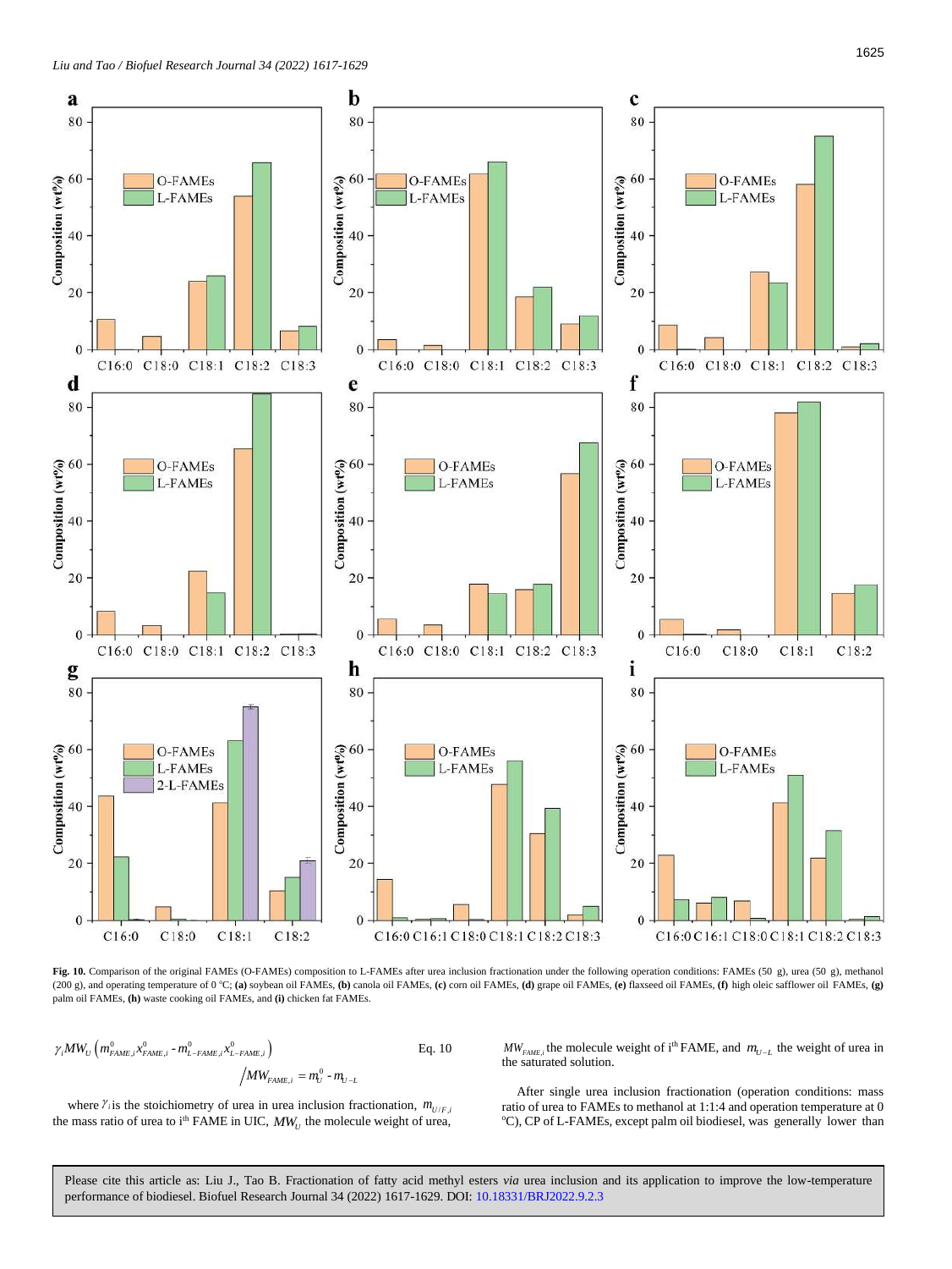Fig. 10. Comparison of the original FAMEs (O-FAMEs) composition to L-FAMEs after urea inclusion fractionation under the following operation conditions: FAMEs (50 g), urea (50 g), methanol (200 g), and operating temperature of 0 °C; **(a)** soybean oil FAMEs, **(b)** canola oil FAMEs, **(c)** corn oil FAMEs, **(d)** grape oil FAMEs, **(e)** flaxseed oil FAMEs, **(f)** high oleic safflower oil FAMEs, **(g)** palm oil FAMEs, **(h)** waste cooking oil FAMEs, and **(i)** chicken fat FAMEs.

$$\gamma_i MW_U \left( m^0_{FAME,i} x^0_{FAME,i} - m^0_{L-FAME,i} x^0_{L-FAME,i} \right) \Big/ MW_{FAME,i} = m^0_U - m_{U-L} \qquad \text{Eq. 10}$$

where $\gamma_i$ is the stoichiometry of urea in urea inclusion fractionation, $m_{U/F,i}$ the mass ratio of urea to i[th] FAME in UIC, $MW_U$ the molecule weight of urea, $MW_{FAME,i}$ the molecule weight of i[th] FAME, and $m_{U-L}$ the weight of urea in the saturated solution.

After single urea inclusion fractionation (operation conditions: mass ratio of urea to FAMEs to methanol at 1:1:4 and operation temperature at 0 °C), CP of L-FAMEs, except palm oil biodiesel, was generally lower than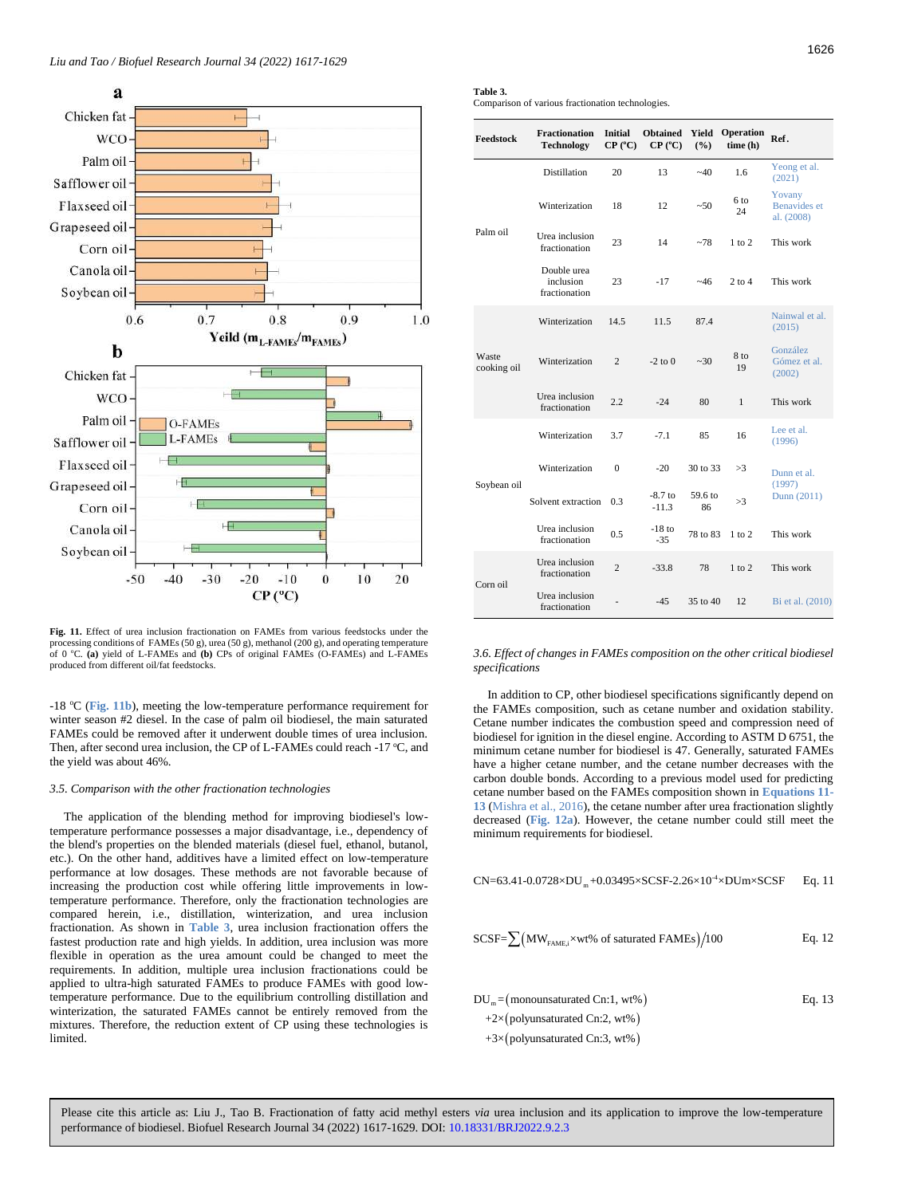Fig. 11. Effect of urea inclusion fractionation on FAMEs from various feedstocks under the processing conditions of FAMEs (50 g), urea (50 g), methanol (200 g), and operating temperature of 0 °C. **(a)** yield of L-FAMEs and **(b)** CPs of original FAMEs (O-FAMEs) and L-FAMEs produced from different oil/fat feedstocks.

-18 °C (Fig. 11b), meeting the low-temperature performance requirement for winter season #2 diesel. In the case of palm oil biodiesel, the main saturated FAMEs could be removed after it underwent double times of urea inclusion. Then, after second urea inclusion, the CP of L-FAMEs could reach -17 °C, and the yield was about 46%.

### 3.5. Comparison with the other fractionation technologies

The application of the blending method for improving biodiesel's low-temperature performance possesses a major disadvantage, i.e., dependency of the blend's properties on the blended materials (diesel fuel, ethanol, butanol, etc.). On the other hand, additives have a limited effect on low-temperature performance at low dosages. These methods are not favorable because of increasing the production cost while offering little improvements in low-temperature performance. Therefore, only the fractionation technologies are compared herein, i.e., distillation, winterization, and urea inclusion fractionation. As shown in Table 3, urea inclusion fractionation offers the fastest production rate and high yields. In addition, urea inclusion was more flexible in operation as the urea amount could be changed to meet the requirements. In addition, multiple urea inclusion fractionations could be applied to ultra-high saturated FAMEs to produce FAMEs with good low-temperature performance. Due to the equilibrium controlling distillation and winterization, the saturated FAMEs cannot be entirely removed from the mixtures. Therefore, the reduction extent of CP using these technologies is limited.

**Table 3.**
Comparison of various fractionation technologies.

| Feedstock | Fractionation Technology | Initial CP (°C) | Obtained CP (°C) | Yield (%) | Operation time (h) | Ref. |
|---|---|---|---|---|---|---|
| Palm oil | Distillation | 20 | 13 | ~40 | 1.6 | Yeong et al. (2021) |
| | Winterization | 18 | 12 | ~50 | 6 to 24 | Yovany Benavides et al. (2008) |
| | Urea inclusion fractionation | 23 | 14 | ~78 | 1 to 2 | This work |
| | Double urea inclusion fractionation | 23 | -17 | ~46 | 2 to 4 | This work |
| Waste cooking oil | Winterization | 14.5 | 11.5 | 87.4 | | Nainwal et al. (2015) |
| | Winterization | 2 | -2 to 0 | ~30 | 8 to 19 | González Gómez et al. (2002) |
| | Urea inclusion fractionation | 2.2 | -24 | 80 | 1 | This work |
| Soybean oil | Winterization | 3.7 | -7.1 | 85 | 16 | Lee et al. (1996) |
| | Winterization | 0 | -20 | 30 to 33 | >3 | Dunn et al. (1997) Dunn (2011) |
| | Solvent extraction | 0.3 | -8.7 to -11.3 | 59.6 to 86 | >3 | |
| | Urea inclusion fractionation | 0.5 | -18 to -35 | 78 to 83 | 1 to 2 | This work |
| Corn oil | Urea inclusion fractionation | 2 | -33.8 | 78 | 1 to 2 | This work |
| | Urea inclusion fractionation | - | -45 | 35 to 40 | 12 | Bi et al. (2010) |

### 3.6. Effect of changes in FAMEs composition on the other critical biodiesel specifications

In addition to CP, other biodiesel specifications significantly depend on the FAMEs composition, such as cetane number and oxidation stability. Cetane number indicates the combustion speed and compression need of biodiesel for ignition in the diesel engine. According to ASTM D 6751, the minimum cetane number for biodiesel is 47. Generally, saturated FAMEs have a higher cetane number, and the cetane number decreases with the carbon double bonds. According to a previous model used for predicting cetane number based on the FAMEs composition shown in Equations 11-13 (Mishra et al., 2016), the cetane number after urea fractionation slightly decreased (Fig. 12a). However, the cetane number could still meet the minimum requirements for biodiesel.

$$CN=63.41-0.0728\times DU_m+0.03495\times SCSF-2.26\times10^{-4}\times DU_m\times SCSF \quad \text{Eq. 11}$$

$$SCSF=\sum\left(MW_{FAME,i}\times wt\%\text{ of saturated FAMEs}\right)/100 \quad \text{Eq. 12}$$

$$DU_m=(\text{monounsaturated Cn:1, wt\%})+2\times(\text{polyunsaturated Cn:2, wt\%})+3\times(\text{polyunsaturated Cn:3, wt\%}) \quad \text{Eq. 13}$$

Please cite this article as: Liu J., Tao B. Fractionation of fatty acid methyl esters *via* urea inclusion and its application to improve the low-temperature performance of biodiesel. Biofuel Research Journal 34 (2022) 1617-1629. DOI: 10.18331/BRJ2022.9.2.3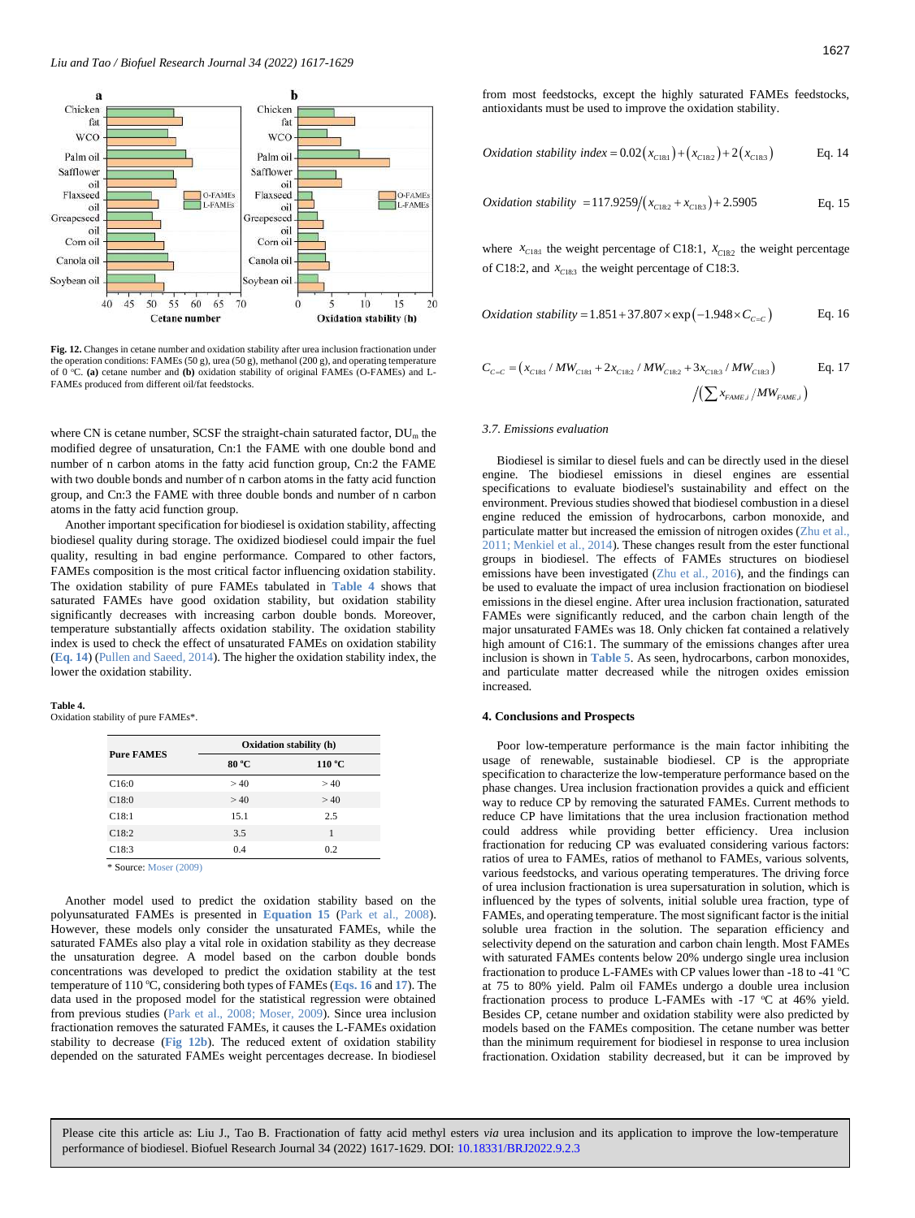Fig. 12. Changes in cetane number and oxidation stability after urea inclusion fractionation under the operation conditions: FAMEs (50 g), urea (50 g), methanol (200 g), and operating temperature of 0 °C. **(a)** cetane number and **(b)** oxidation stability of original FAMEs (O-FAMEs) and L-FAMEs produced from different oil/fat feedstocks.

where CN is cetane number, SCSF the straight-chain saturated factor, $DU_m$ the modified degree of unsaturation, Cn:1 the FAME with one double bond and number of n carbon atoms in the fatty acid function group, Cn:2 the FAME with two double bonds and number of n carbon atoms in the fatty acid function group, and Cn:3 the FAME with three double bonds and number of n carbon atoms in the fatty acid function group.

Another important specification for biodiesel is oxidation stability, affecting biodiesel quality during storage. The oxidized biodiesel could impair the fuel quality, resulting in bad engine performance. Compared to other factors, FAMEs composition is the most critical factor influencing oxidation stability. The oxidation stability of pure FAMEs tabulated in Table 4 shows that saturated FAMEs have good oxidation stability, but oxidation stability significantly decreases with increasing carbon double bonds. Moreover, temperature substantially affects oxidation stability. The oxidation stability index is used to check the effect of unsaturated FAMEs on oxidation stability (Eq. 14) (Pullen and Saeed, 2014). The higher the oxidation stability index, the lower the oxidation stability.

**Table 4.**
Oxidation stability of pure FAMEs*.

| Pure FAMES | Oxidation stability (h) | |
|---|---|---|
| | 80 °C | 110 °C |
| C16:0 | > 40 | > 40 |
| C18:0 | > 40 | > 40 |
| C18:1 | 15.1 | 2.5 |
| C18:2 | 3.5 | 1 |
| C18:3 | 0.4 | 0.2 |

\* Source: Moser (2009)

Another model used to predict the oxidation stability based on the polyunsaturated FAMEs is presented in Equation 15 (Park et al., 2008). However, these models only consider the unsaturated FAMEs, while the saturated FAMEs also play a vital role in oxidation stability as they decrease the unsaturation degree. A model based on the carbon double bonds concentrations was developed to predict the oxidation stability at the test temperature of 110 °C, considering both types of FAMEs (Eqs. 16 and 17). The data used in the proposed model for the statistical regression were obtained from previous studies (Park et al., 2008; Moser, 2009). Since urea inclusion fractionation removes the saturated FAMEs, it causes the L-FAMEs oxidation stability to decrease (Fig 12b). The reduced extent of oxidation stability depended on the saturated FAMEs weight percentages decrease. In biodiesel from most feedstocks, except the highly saturated FAMEs feedstocks, antioxidants must be used to improve the oxidation stability.

$$Oxidation\ stability\ index = 0.02\left(x_{C18:1}\right)+\left(x_{C18:2}\right)+2\left(x_{C18:3}\right) \qquad \text{Eq. 14}$$

$$Oxidation\ stability\ = 117.9259/\left(x_{C18:2}+x_{C18:3}\right)+2.5905 \qquad \text{Eq. 15}$$

where $x_{C18:1}$ the weight percentage of C18:1, $x_{C18:2}$ the weight percentage of C18:2, and $x_{C18:3}$ the weight percentage of C18:3.

$$Oxidation\ stability = 1.851+37.807\times \exp\left(-1.948\times C_{C=C}\right) \qquad \text{Eq. 16}$$

$$C_{C=C} = \left(x_{C18:1}/MW_{C18:1}+2x_{C18:2}/MW_{C18:2}+3x_{C18:3}/MW_{C18:3}\right) \Big/ \left(\sum x_{FAME,i}/MW_{FAME,i}\right) \qquad \text{Eq. 17}$$

### 3.7. Emissions evaluation

Biodiesel is similar to diesel fuels and can be directly used in the diesel engine. The biodiesel emissions in diesel engines are essential specifications to evaluate biodiesel's sustainability and effect on the environment. Previous studies showed that biodiesel combustion in a diesel engine reduced the emission of hydrocarbons, carbon monoxide, and particulate matter but increased the emission of nitrogen oxides (Zhu et al., 2011; Menkiel et al., 2014). These changes result from the ester functional groups in biodiesel. The effects of FAMEs structures on biodiesel emissions have been investigated (Zhu et al., 2016), and the findings can be used to evaluate the impact of urea inclusion fractionation on biodiesel emissions in the diesel engine. After urea inclusion fractionation, saturated FAMEs were significantly reduced, and the carbon chain length of the major unsaturated FAMEs was 18. Only chicken fat contained a relatively high amount of C16:1. The summary of the emissions changes after urea inclusion is shown in Table 5. As seen, hydrocarbons, carbon monoxides, and particulate matter decreased while the nitrogen oxides emission increased.

## 4. Conclusions and Prospects

Poor low-temperature performance is the main factor inhibiting the usage of renewable, sustainable biodiesel. CP is the appropriate specification to characterize the low-temperature performance based on the phase changes. Urea inclusion fractionation provides a quick and efficient way to reduce CP by removing the saturated FAMEs. Current methods to reduce CP have limitations that the urea inclusion fractionation method could address while providing better efficiency. Urea inclusion fractionation for reducing CP was evaluated considering various factors: ratios of urea to FAMEs, ratios of methanol to FAMEs, various solvents, various feedstocks, and various operating temperatures. The driving force of urea inclusion fractionation is urea supersaturation in solution, which is influenced by the types of solvents, initial soluble urea fraction, type of FAMEs, and operating temperature. The most significant factor is the initial soluble urea fraction in the solution. The separation efficiency and selectivity depend on the saturation and carbon chain length. Most FAMEs with saturated FAMEs contents below 20% undergo single urea inclusion fractionation to produce L-FAMEs with CP values lower than -18 to -41 °C at 75 to 80% yield. Palm oil FAMEs undergo a double urea inclusion fractionation process to produce L-FAMEs with -17 °C at 46% yield. Besides CP, cetane number and oxidation stability were also predicted by models based on the FAMEs composition. The cetane number was better than the minimum requirement for biodiesel in response to urea inclusion fractionation. Oxidation stability decreased, but it can be improved by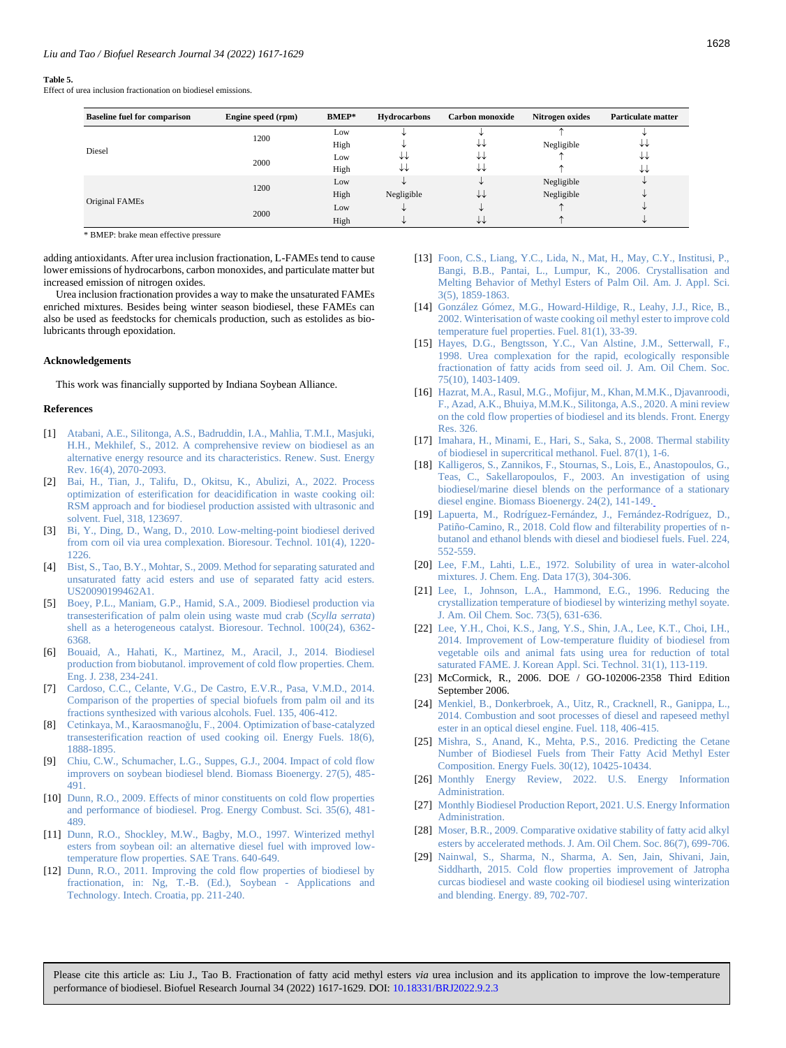**Table 5.**
Effect of urea inclusion fractionation on biodiesel emissions.

| Baseline fuel for comparison | Engine speed (rpm) | BMEP* | Hydrocarbons | Carbon monoxide | Nitrogen oxides | Particulate matter |
|---|---|---|---|---|---|---|
| Diesel | 1200 | Low | ↓ | ↓ | ↑ | ↓ |
| | | High | ↓ | ↓↓ | Negligible | ↓↓ |
| | 2000 | Low | ↓↓ | ↓↓ | ↑ | ↓↓ |
| | | High | ↓↓ | ↓↓ | ↑ | ↓↓ |
| Original FAMEs | 1200 | Low | ↓ | ↓ | Negligible | ↓ |
| | | High | Negligible | ↓↓ | Negligible | ↓ |
| | 2000 | Low | ↓ | ↓ | ↑ | ↓ |
| | | High | ↓ | ↓↓ | ↑ | ↓ |

* BMEP: brake mean effective pressure

adding antioxidants. After urea inclusion fractionation, L-FAMEs tend to cause lower emissions of hydrocarbons, carbon monoxides, and particulate matter but increased emission of nitrogen oxides.

Urea inclusion fractionation provides a way to make the unsaturated FAMEs enriched mixtures. Besides being winter season biodiesel, these FAMEs can also be used as feedstocks for chemicals production, such as estolides as bio-lubricants through epoxidation.

## Acknowledgements

This work was financially supported by Indiana Soybean Alliance.

## References

[1] Atabani, A.E., Silitonga, A.S., Badruddin, I.A., Mahlia, T.M.I., Masjuki, H.H., Mekhilef, S., 2012. A comprehensive review on biodiesel as an alternative energy resource and its characteristics. Renew. Sust. Energy Rev. 16(4), 2070-2093.

[2] Bai, H., Tian, J., Talifu, D., Okitsu, K., Abulizi, A., 2022. Process optimization of esterification for deacidification in waste cooking oil: RSM approach and for biodiesel production assisted with ultrasonic and solvent. Fuel, 318, 123697.

[3] Bi, Y., Ding, D., Wang, D., 2010. Low-melting-point biodiesel derived from corn oil via urea complexation. Bioresour. Technol. 101(4), 1220-1226.

[4] Bist, S., Tao, B.Y., Mohtar, S., 2009. Method for separating saturated and unsaturated fatty acid esters and use of separated fatty acid esters. US20090199462A1.

[5] Boey, P.L., Maniam, G.P., Hamid, S.A., 2009. Biodiesel production via transesterification of palm olein using waste mud crab (*Scylla serrata*) shell as a heterogeneous catalyst. Bioresour. Technol. 100(24), 6362-6368.

[6] Bouaid, A., Hahati, K., Martinez, M., Aracil, J., 2014. Biodiesel production from biobutanol. improvement of cold flow properties. Chem. Eng. J. 238, 234-241.

[7] Cardoso, C.C., Celante, V.G., De Castro, E.V.R., Pasa, V.M.D., 2014. Comparison of the properties of special biofuels from palm oil and its fractions synthesized with various alcohols. Fuel. 135, 406-412.

[8] Cetinkaya, M., Karaosmanoğlu, F., 2004. Optimization of base-catalyzed transesterification reaction of used cooking oil. Energy Fuels. 18(6), 1888-1895.

[9] Chiu, C.W., Schumacher, L.G., Suppes, G.J., 2004. Impact of cold flow improvers on soybean biodiesel blend. Biomass Bioenergy. 27(5), 485-491.

[10] Dunn, R.O., 2009. Effects of minor constituents on cold flow properties and performance of biodiesel. Prog. Energy Combust. Sci. 35(6), 481-489.

[11] Dunn, R.O., Shockley, M.W., Bagby, M.O., 1997. Winterized methyl esters from soybean oil: an alternative diesel fuel with improved low-temperature flow properties. SAE Trans. 640-649.

[12] Dunn, R.O., 2011. Improving the cold flow properties of biodiesel by fractionation, in: Ng, T.-B. (Ed.), Soybean - Applications and Technology. Intech. Croatia, pp. 211-240.

[13] Foon, C.S., Liang, Y.C., Lida, N., Mat, H., May, C.Y., Institusi, P., Bangi, B.B., Pantai, L., Lumpur, K., 2006. Crystallisation and Melting Behavior of Methyl Esters of Palm Oil. Am. J. Appl. Sci. 3(5), 1859-1863.

[14] González Gómez, M.G., Howard-Hildige, R., Leahy, J.J., Rice, B., 2002. Winterisation of waste cooking oil methyl ester to improve cold temperature fuel properties. Fuel. 81(1), 33-39.

[15] Hayes, D.G., Bengtsson, Y.C., Van Alstine, J.M., Setterwall, F., 1998. Urea complexation for the rapid, ecologically responsible fractionation of fatty acids from seed oil. J. Am. Oil Chem. Soc. 75(10), 1403-1409.

[16] Hazrat, M.A., Rasul, M.G., Mofijur, M., Khan, M.M.K., Djavanroodi, F., Azad, A.K., Bhuiya, M.M.K., Silitonga, A.S., 2020. A mini review on the cold flow properties of biodiesel and its blends. Front. Energy Res. 326.

[17] Imahara, H., Minami, E., Hari, S., Saka, S., 2008. Thermal stability of biodiesel in supercritical methanol. Fuel. 87(1), 1-6.

[18] Kalligeros, S., Zannikos, F., Stournas, S., Lois, E., Anastopoulos, G., Teas, C., Sakellaropoulos, F., 2003. An investigation of using biodiesel/marine diesel blends on the performance of a stationary diesel engine. Biomass Bioenergy. 24(2), 141-149.

[19] Lapuerta, M., Rodríguez-Fernández, J., Fernández-Rodríguez, D., Patiño-Camino, R., 2018. Cold flow and filterability properties of n-butanol and ethanol blends with diesel and biodiesel fuels. Fuel. 224, 552-559.

[20] Lee, F.M., Lahti, L.E., 1972. Solubility of urea in water-alcohol mixtures. J. Chem. Eng. Data 17(3), 304-306.

[21] Lee, I., Johnson, L.A., Hammond, E.G., 1996. Reducing the crystallization temperature of biodiesel by winterizing methyl soyate. J. Am. Oil Chem. Soc. 73(5), 631-636.

[22] Lee, Y.H., Choi, K.S., Jang, Y.S., Shin, J.A., Lee, K.T., Choi, I.H., 2014. Improvement of Low-temperature fluidity of biodiesel from vegetable oils and animal fats using urea for reduction of total saturated FAME. J. Korean Appl. Sci. Technol. 31(1), 113-119.

[23] McCormick, R., 2006. DOE / GO-102006-2358 Third Edition September 2006.

[24] Menkiel, B., Donkerbroek, A., Uitz, R., Cracknell, R., Ganippa, L., 2014. Combustion and soot processes of diesel and rapeseed methyl ester in an optical diesel engine. Fuel. 118, 406-415.

[25] Mishra, S., Anand, K., Mehta, P.S., 2016. Predicting the Cetane Number of Biodiesel Fuels from Their Fatty Acid Methyl Ester Composition. Energy Fuels. 30(12), 10425-10434.

[26] Monthly Energy Review, 2022. U.S. Energy Information Administration.

[27] Monthly Biodiesel Production Report, 2021. U.S. Energy Information Administration.

[28] Moser, B.R., 2009. Comparative oxidative stability of fatty acid alkyl esters by accelerated methods. J. Am. Oil Chem. Soc. 86(7), 699-706.

[29] Nainwal, S., Sharma, N., Sharma, A. Sen, Jain, Shivani, Jain, Siddharth, 2015. Cold flow properties improvement of Jatropha curcas biodiesel and waste cooking oil biodiesel using winterization and blending. Energy. 89, 702-707.

Please cite this article as: Liu J., Tao B. Fractionation of fatty acid methyl esters *via* urea inclusion and its application to improve the low-temperature performance of biodiesel. Biofuel Research Journal 34 (2022) 1617-1629. DOI: 10.18331/BRJ2022.9.2.3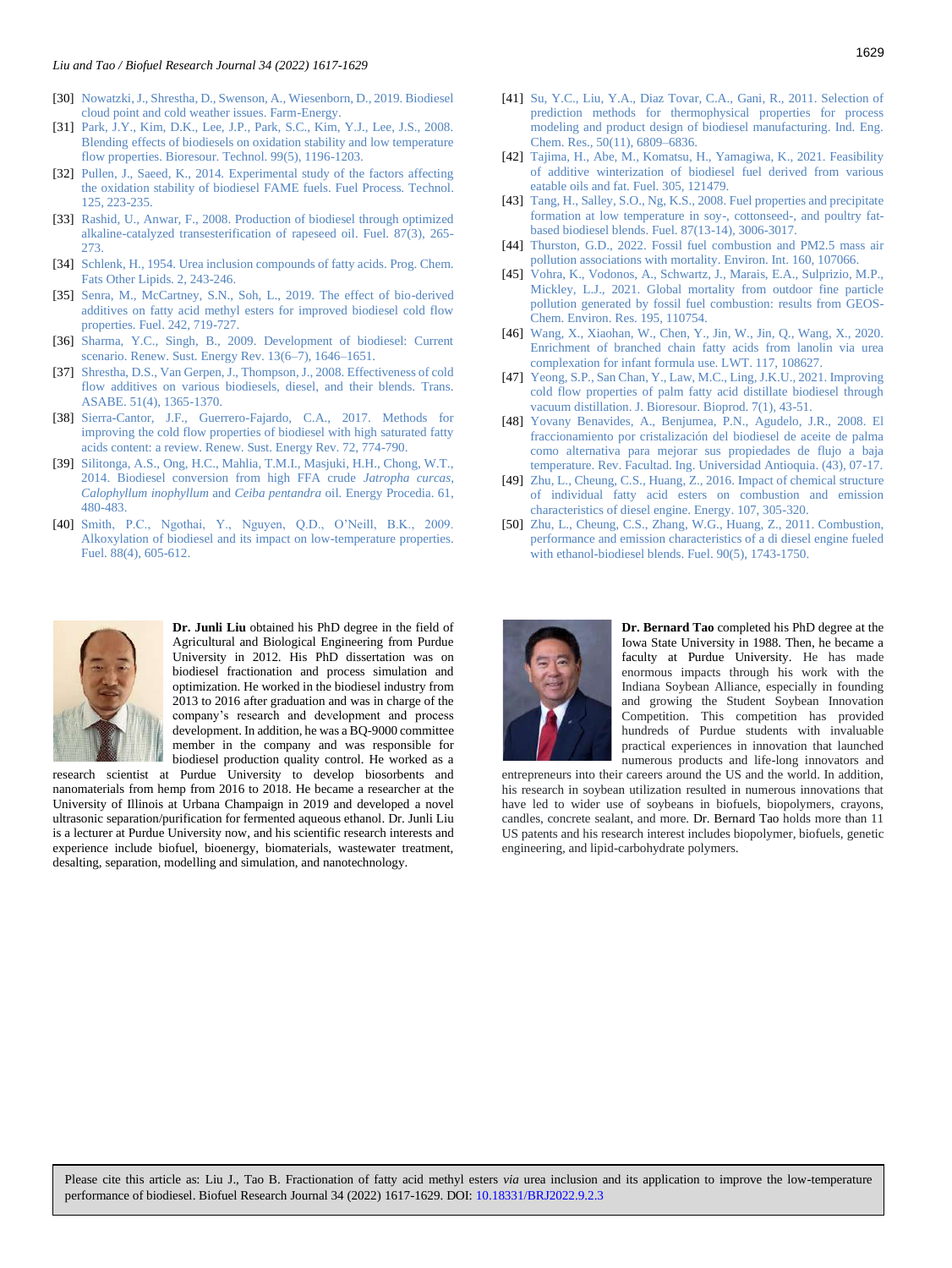[30] Nowatzki, J., Shrestha, D., Swenson, A., Wiesenborn, D., 2019. Biodiesel cloud point and cold weather issues. Farm-Energy.

[31] Park, J.Y., Kim, D.K., Lee, J.P., Park, S.C., Kim, Y.J., Lee, J.S., 2008. Blending effects of biodiesels on oxidation stability and low temperature flow properties. Bioresour. Technol. 99(5), 1196-1203.

[32] Pullen, J., Saeed, K., 2014. Experimental study of the factors affecting the oxidation stability of biodiesel FAME fuels. Fuel Process. Technol. 125, 223-235.

[33] Rashid, U., Anwar, F., 2008. Production of biodiesel through optimized alkaline-catalyzed transesterification of rapeseed oil. Fuel. 87(3), 265-273.

[34] Schlenk, H., 1954. Urea inclusion compounds of fatty acids. Prog. Chem. Fats Other Lipids. 2, 243-246.

[35] Senra, M., McCartney, S.N., Soh, L., 2019. The effect of bio-derived additives on fatty acid methyl esters for improved biodiesel cold flow properties. Fuel. 242, 719-727.

[36] Sharma, Y.C., Singh, B., 2009. Development of biodiesel: Current scenario. Renew. Sust. Energy Rev. 13(6–7), 1646–1651.

[37] Shrestha, D.S., Van Gerpen, J., Thompson, J., 2008. Effectiveness of cold flow additives on various biodiesels, diesel, and their blends. Trans. ASABE. 51(4), 1365-1370.

[38] Sierra-Cantor, J.F., Guerrero-Fajardo, C.A., 2017. Methods for improving the cold flow properties of biodiesel with high saturated fatty acids content: a review. Renew. Sust. Energy Rev. 72, 774-790.

[39] Silitonga, A.S., Ong, H.C., Mahlia, T.M.I., Masjuki, H.H., Chong, W.T., 2014. Biodiesel conversion from high FFA crude *Jatropha curcas*, *Calophyllum inophyllum* and *Ceiba pentandra* oil. Energy Procedia. 61, 480-483.

[40] Smith, P.C., Ngothai, Y., Nguyen, Q.D., O'Neill, B.K., 2009. Alkoxylation of biodiesel and its impact on low-temperature properties. Fuel. 88(4), 605-612.

[41] Su, Y.C., Liu, Y.A., Diaz Tovar, C.A., Gani, R., 2011. Selection of prediction methods for thermophysical properties for process modeling and product design of biodiesel manufacturing. Ind. Eng. Chem. Res., 50(11), 6809–6836.

[42] Tajima, H., Abe, M., Komatsu, H., Yamagiwa, K., 2021. Feasibility of additive winterization of biodiesel fuel derived from various eatable oils and fat. Fuel. 305, 121479.

[43] Tang, H., Salley, S.O., Ng, K.S., 2008. Fuel properties and precipitate formation at low temperature in soy-, cottonseed-, and poultry fat-based biodiesel blends. Fuel. 87(13-14), 3006-3017.

[44] Thurston, G.D., 2022. Fossil fuel combustion and PM2.5 mass air pollution associations with mortality. Environ. Int. 160, 107066.

[45] Vohra, K., Vodonos, A., Schwartz, J., Marais, E.A., Sulprizio, M.P., Mickley, L.J., 2021. Global mortality from outdoor fine particle pollution generated by fossil fuel combustion: results from GEOS-Chem. Environ. Res. 195, 110754.

[46] Wang, X., Xiaohan, W., Chen, Y., Jin, W., Jin, Q., Wang, X., 2020. Enrichment of branched chain fatty acids from lanolin via urea complexation for infant formula use. LWT. 117, 108627.

[47] Yeong, S.P., San Chan, Y., Law, M.C., Ling, J.K.U., 2021. Improving cold flow properties of palm fatty acid distillate biodiesel through vacuum distillation. J. Bioresour. Bioprod. 7(1), 43-51.

[48] Yovany Benavides, A., Benjumea, P.N., Agudelo, J.R., 2008. El fraccionamiento por cristalización del biodiesel de aceite de palma como alternativa para mejorar sus propiedades de flujo a baja temperature. Rev. Facultad. Ing. Universidad Antioquia. (43), 07-17.

[49] Zhu, L., Cheung, C.S., Huang, Z., 2016. Impact of chemical structure of individual fatty acid esters on combustion and emission characteristics of diesel engine. Energy. 107, 305-320.

[50] Zhu, L., Cheung, C.S., Zhang, W.G., Huang, Z., 2011. Combustion, performance and emission characteristics of a di diesel engine fueled with ethanol-biodiesel blends. Fuel. 90(5), 1743-1750.

**Dr. Junli Liu** obtained his PhD degree in the field of Agricultural and Biological Engineering from Purdue University in 2012. His PhD dissertation was on biodiesel fractionation and process simulation and optimization. He worked in the biodiesel industry from 2013 to 2016 after graduation and was in charge of the company's research and development and process development. In addition, he was a BQ-9000 committee member in the company and was responsible for biodiesel production quality control. He worked as a research scientist at Purdue University to develop biosorbents and nanomaterials from hemp from 2016 to 2018. He became a researcher at the University of Illinois at Urbana Champaign in 2019 and developed a novel ultrasonic separation/purification for fermented aqueous ethanol. Dr. Junli Liu is a lecturer at Purdue University now, and his scientific research interests and experience include biofuel, bioenergy, biomaterials, wastewater treatment, desalting, separation, modelling and simulation, and nanotechnology.

**Dr. Bernard Tao** completed his PhD degree at the Iowa State University in 1988. Then, he became a faculty at Purdue University. He has made enormous impacts through his work with the Indiana Soybean Alliance, especially in founding and growing the Student Soybean Innovation Competition. This competition has provided hundreds of Purdue students with invaluable practical experiences in innovation that launched numerous products and life-long innovators and entrepreneurs into their careers around the US and the world. In addition, his research in soybean utilization resulted in numerous innovations that have led to wider use of soybeans in biofuels, biopolymers, crayons, candles, concrete sealant, and more. Dr. Bernard Tao holds more than 11 US patents and his research interest includes biopolymer, biofuels, genetic engineering, and lipid-carbohydrate polymers.

Please cite this article as: Liu J., Tao B. Fractionation of fatty acid methyl esters *via* urea inclusion and its application to improve the low-temperature performance of biodiesel. Biofuel Research Journal 34 (2022) 1617-1629. DOI: 10.18331/BRJ2022.9.2.3